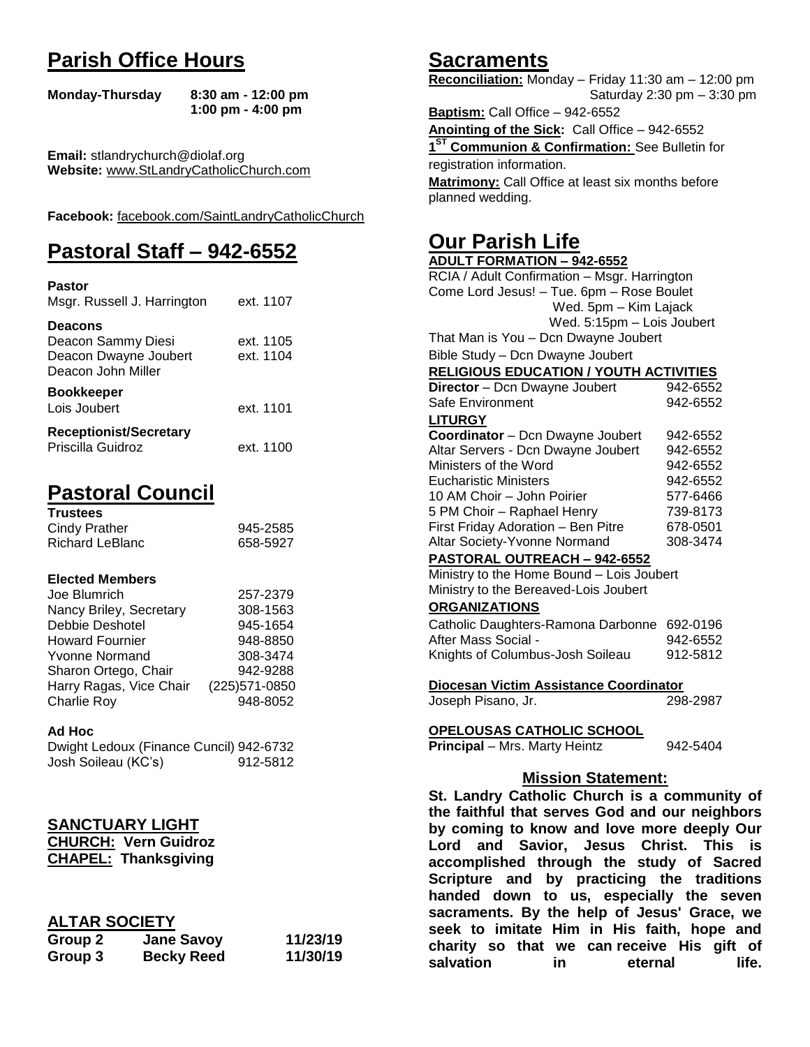# Parish Office Hours

**Monday-Thursday** **8:30 am - 12:00 pm**
**1:00 pm - 4:00 pm**

**Email:** stlandrychurch@diolaf.org
**Website:** www.StLandryCatholicChurch.com

**Facebook:** facebook.com/SaintLandryCatholicChurch

# Pastoral Staff – 942-6552

**Pastor**
Msgr. Russell J. Harrington ext. 1107

**Deacons**
Deacon Sammy Diesi ext. 1105
Deacon Dwayne Joubert ext. 1104
Deacon John Miller

**Bookkeeper**
Lois Joubert ext. 1101

**Receptionist/Secretary**
Priscilla Guidroz ext. 1100

# Pastoral Council

**Trustees**

| | |
|---|---|
| Cindy Prather | 945-2585 |
| Richard LeBlanc | 658-5927 |

**Elected Members**

| | |
|---|---|
| Joe Blumrich | 257-2379 |
| Nancy Briley, Secretary | 308-1563 |
| Debbie Deshotel | 945-1654 |
| Howard Fournier | 948-8850 |
| Yvonne Normand | 308-3474 |
| Sharon Ortego, Chair | 942-9288 |
| Harry Ragas, Vice Chair | (225)571-0850 |
| Charlie Roy | 948-8052 |

**Ad Hoc**

| | |
|---|---|
| Dwight Ledoux (Finance Cuncil) | 942-6732 |
| Josh Soileau (KC's) | 912-5812 |

## SANCTUARY LIGHT

**CHURCH: Vern Guidroz**
**CHAPEL: Thanksgiving**

## ALTAR SOCIETY

| | | |
|---|---|---|
| **Group 2** | **Jane Savoy** | **11/23/19** |
| **Group 3** | **Becky Reed** | **11/30/19** |

# Sacraments

**Reconciliation:** Monday – Friday 11:30 am – 12:00 pm
Saturday 2:30 pm – 3:30 pm

**Baptism:** Call Office – 942-6552

**Anointing of the Sick:** Call Office – 942-6552

**1[ST] Communion & Confirmation:** See Bulletin for registration information.

**Matrimony:** Call Office at least six months before planned wedding.

# Our Parish Life

**ADULT FORMATION – 942-6552**

RCIA / Adult Confirmation – Msgr. Harrington
Come Lord Jesus! – Tue. 6pm – Rose Boulet
Wed. 5pm – Kim Lajack
Wed. 5:15pm – Lois Joubert
That Man is You – Dcn Dwayne Joubert
Bible Study – Dcn Dwayne Joubert

**RELIGIOUS EDUCATION / YOUTH ACTIVITIES**

| | |
|---|---|
| **Director** – Dcn Dwayne Joubert | 942-6552 |
| Safe Environment | 942-6552 |

**LITURGY**

| | |
|---|---|
| **Coordinator** – Dcn Dwayne Joubert | 942-6552 |
| Altar Servers - Dcn Dwayne Joubert | 942-6552 |
| Ministers of the Word | 942-6552 |
| Eucharistic Ministers | 942-6552 |
| 10 AM Choir – John Poirier | 577-6466 |
| 5 PM Choir – Raphael Henry | 739-8173 |
| First Friday Adoration – Ben Pitre | 678-0501 |
| Altar Society-Yvonne Normand | 308-3474 |

**PASTORAL OUTREACH – 942-6552**

Ministry to the Home Bound – Lois Joubert
Ministry to the Bereaved-Lois Joubert

**ORGANIZATIONS**

| | |
|---|---|
| Catholic Daughters-Ramona Darbonne | 692-0196 |
| After Mass Social - | 942-6552 |
| Knights of Columbus-Josh Soileau | 912-5812 |

**Diocesan Victim Assistance Coordinator**
Joseph Pisano, Jr. 298-2987

**OPELOUSAS CATHOLIC SCHOOL**
**Principal** – Mrs. Marty Heintz 942-5404

## Mission Statement:

**St. Landry Catholic Church is a community of the faithful that serves God and our neighbors by coming to know and love more deeply Our Lord and Savior, Jesus Christ. This is accomplished through the study of Sacred Scripture and by practicing the traditions handed down to us, especially the seven sacraments. By the help of Jesus' Grace, we seek to imitate Him in His faith, hope and charity so that we can receive His gift of salvation in eternal life.**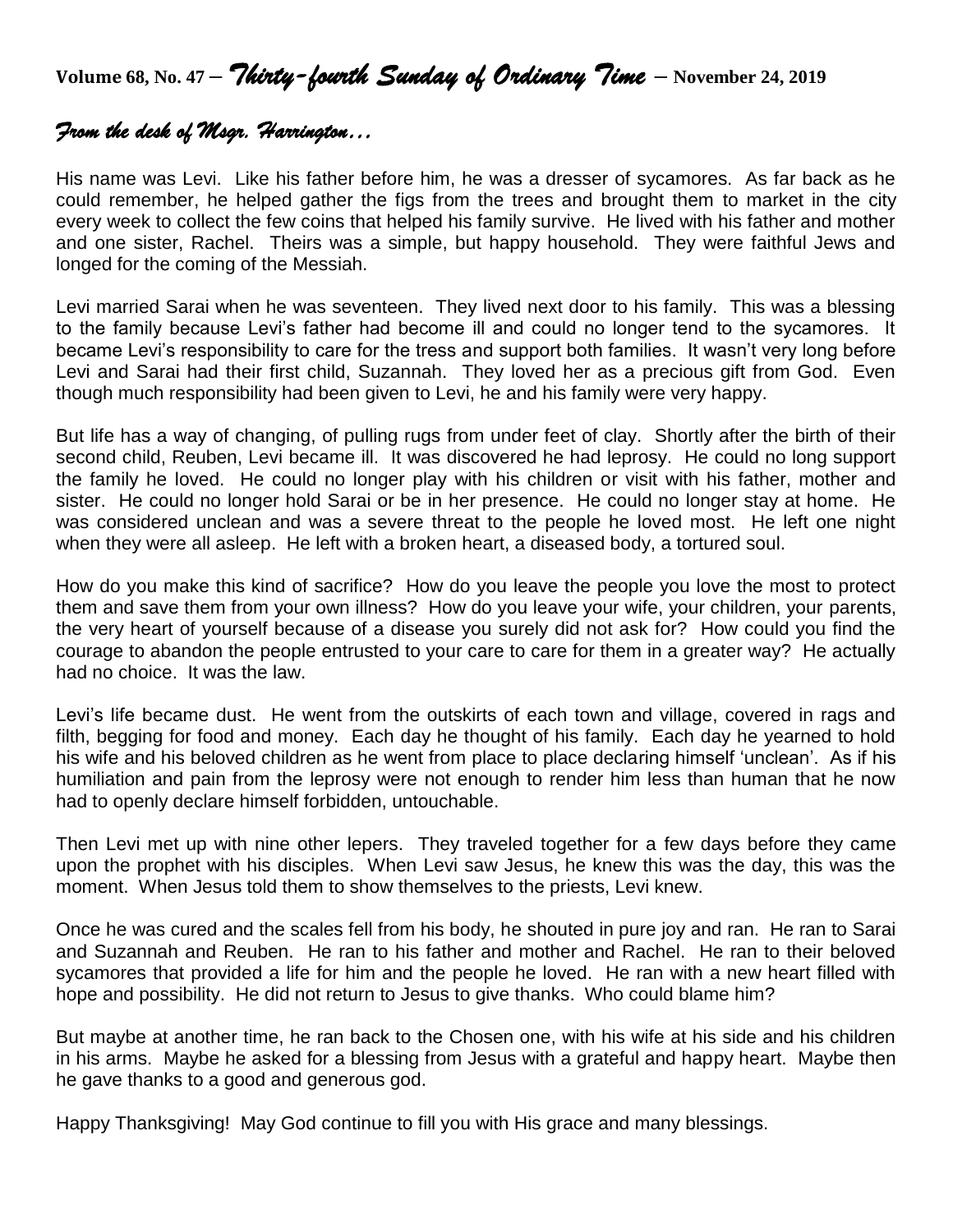**Volume 68, No. 47 –** ***Thirty-fourth Sunday of Ordinary Time*** **– November 24, 2019**

## *From the desk of Msgr. Harrington…*

His name was Levi. Like his father before him, he was a dresser of sycamores. As far back as he could remember, he helped gather the figs from the trees and brought them to market in the city every week to collect the few coins that helped his family survive. He lived with his father and mother and one sister, Rachel. Theirs was a simple, but happy household. They were faithful Jews and longed for the coming of the Messiah.

Levi married Sarai when he was seventeen. They lived next door to his family. This was a blessing to the family because Levi's father had become ill and could no longer tend to the sycamores. It became Levi's responsibility to care for the tress and support both families. It wasn't very long before Levi and Sarai had their first child, Suzannah. They loved her as a precious gift from God. Even though much responsibility had been given to Levi, he and his family were very happy.

But life has a way of changing, of pulling rugs from under feet of clay. Shortly after the birth of their second child, Reuben, Levi became ill. It was discovered he had leprosy. He could no long support the family he loved. He could no longer play with his children or visit with his father, mother and sister. He could no longer hold Sarai or be in her presence. He could no longer stay at home. He was considered unclean and was a severe threat to the people he loved most. He left one night when they were all asleep. He left with a broken heart, a diseased body, a tortured soul.

How do you make this kind of sacrifice? How do you leave the people you love the most to protect them and save them from your own illness? How do you leave your wife, your children, your parents, the very heart of yourself because of a disease you surely did not ask for? How could you find the courage to abandon the people entrusted to your care to care for them in a greater way? He actually had no choice. It was the law.

Levi's life became dust. He went from the outskirts of each town and village, covered in rags and filth, begging for food and money. Each day he thought of his family. Each day he yearned to hold his wife and his beloved children as he went from place to place declaring himself 'unclean'. As if his humiliation and pain from the leprosy were not enough to render him less than human that he now had to openly declare himself forbidden, untouchable.

Then Levi met up with nine other lepers. They traveled together for a few days before they came upon the prophet with his disciples. When Levi saw Jesus, he knew this was the day, this was the moment. When Jesus told them to show themselves to the priests, Levi knew.

Once he was cured and the scales fell from his body, he shouted in pure joy and ran. He ran to Sarai and Suzannah and Reuben. He ran to his father and mother and Rachel. He ran to their beloved sycamores that provided a life for him and the people he loved. He ran with a new heart filled with hope and possibility. He did not return to Jesus to give thanks. Who could blame him?

But maybe at another time, he ran back to the Chosen one, with his wife at his side and his children in his arms. Maybe he asked for a blessing from Jesus with a grateful and happy heart. Maybe then he gave thanks to a good and generous god.

Happy Thanksgiving! May God continue to fill you with His grace and many blessings.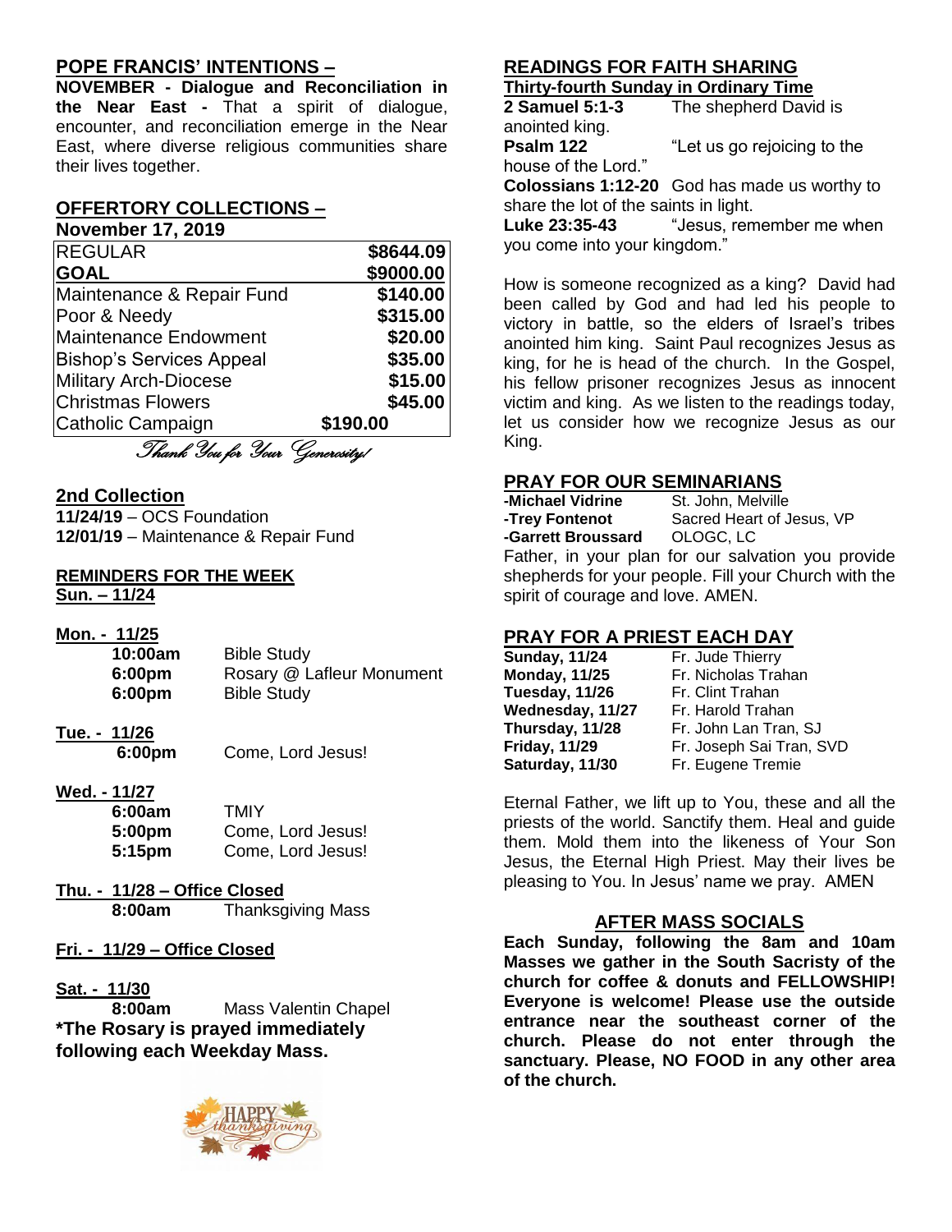## POPE FRANCIS' INTENTIONS –

**NOVEMBER - Dialogue and Reconciliation in the Near East -** That a spirit of dialogue, encounter, and reconciliation emerge in the Near East, where diverse religious communities share their lives together.

## OFFERTORY COLLECTIONS –

**November 17, 2019**

| | |
|---|---|
| REGULAR | $8644.09 |
| **GOAL** | **$9000.00** |
| Maintenance & Repair Fund | $140.00 |
| Poor & Needy | $315.00 |
| Maintenance Endowment | $20.00 |
| Bishop's Services Appeal | $35.00 |
| Military Arch-Diocese | $15.00 |
| Christmas Flowers | $45.00 |
| Catholic Campaign | $190.00 |

*Thank You for Your Generosity!*

## 2nd Collection

**11/24/19** – OCS Foundation
**12/01/19** – Maintenance & Repair Fund

## REMINDERS FOR THE WEEK

**Sun. – 11/24**

**Mon. - 11/25**

- **10:00am** Bible Study
- **6:00pm** Rosary @ Lafleur Monument
- **6:00pm** Bible Study

**Tue. - 11/26**

- **6:00pm** Come, Lord Jesus!

**Wed. - 11/27**

- **6:00am** TMIY
- **5:00pm** Come, Lord Jesus!
- **5:15pm** Come, Lord Jesus!

**Thu. - 11/28 – Office Closed**

- **8:00am** Thanksgiving Mass

**Fri. - 11/29 – Office Closed**

**Sat. - 11/30**

- **8:00am** Mass Valentin Chapel

**\*The Rosary is prayed immediately following each Weekday Mass.**

## READINGS FOR FAITH SHARING

**Thirty-fourth Sunday in Ordinary Time**

**2 Samuel 5:1-3** The shepherd David is anointed king.
**Psalm 122** "Let us go rejoicing to the house of the Lord."
**Colossians 1:12-20** God has made us worthy to share the lot of the saints in light.
**Luke 23:35-43** "Jesus, remember me when you come into your kingdom."

How is someone recognized as a king? David had been called by God and had led his people to victory in battle, so the elders of Israel's tribes anointed him king. Saint Paul recognizes Jesus as king, for he is head of the church. In the Gospel, his fellow prisoner recognizes Jesus as innocent victim and king. As we listen to the readings today, let us consider how we recognize Jesus as our King.

## PRAY FOR OUR SEMINARIANS

- **-Michael Vidrine** St. John, Melville
- **-Trey Fontenot** Sacred Heart of Jesus, VP
- **-Garrett Broussard** OLOGC, LC

Father, in your plan for our salvation you provide shepherds for your people. Fill your Church with the spirit of courage and love. AMEN.

## PRAY FOR A PRIEST EACH DAY

| | |
|---|---|
| **Sunday, 11/24** | Fr. Jude Thierry |
| **Monday, 11/25** | Fr. Nicholas Trahan |
| **Tuesday, 11/26** | Fr. Clint Trahan |
| **Wednesday, 11/27** | Fr. Harold Trahan |
| **Thursday, 11/28** | Fr. John Lan Tran, SJ |
| **Friday, 11/29** | Fr. Joseph Sai Tran, SVD |
| **Saturday, 11/30** | Fr. Eugene Tremie |

Eternal Father, we lift up to You, these and all the priests of the world. Sanctify them. Heal and guide them. Mold them into the likeness of Your Son Jesus, the Eternal High Priest. May their lives be pleasing to You. In Jesus' name we pray. AMEN

## AFTER MASS SOCIALS

**Each Sunday, following the 8am and 10am Masses we gather in the South Sacristy of the church for coffee & donuts and FELLOWSHIP! Everyone is welcome! Please use the outside entrance near the southeast corner of the church. Please do not enter through the sanctuary. Please, NO FOOD in any other area of the church.**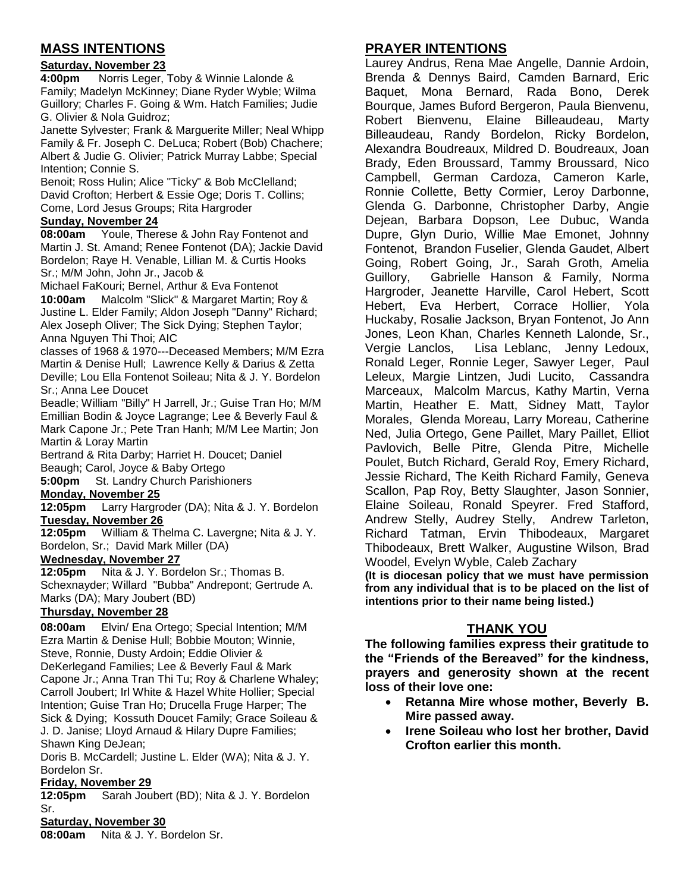## MASS INTENTIONS

**Saturday, November 23**

**4:00pm** Norris Leger, Toby & Winnie Lalonde & Family; Madelyn McKinney; Diane Ryder Wyble; Wilma Guillory; Charles F. Going & Wm. Hatch Families; Judie G. Olivier & Nola Guidroz;
Janette Sylvester; Frank & Marguerite Miller; Neal Whipp Family & Fr. Joseph C. DeLuca; Robert (Bob) Chachere; Albert & Judie G. Olivier; Patrick Murray Labbe; Special Intention; Connie S.
Benoit; Ross Hulin; Alice "Ticky" & Bob McClelland; David Crofton; Herbert & Essie Oge; Doris T. Collins; Come, Lord Jesus Groups; Rita Hargroder

**Sunday, November 24**

**08:00am** Youle, Therese & John Ray Fontenot and Martin J. St. Amand; Renee Fontenot (DA); Jackie David Bordelon; Raye H. Venable, Lillian M. & Curtis Hooks Sr.; M/M John, John Jr., Jacob &
Michael FaKouri; Bernel, Arthur & Eva Fontenot

**10:00am** Malcolm "Slick" & Margaret Martin; Roy & Justine L. Elder Family; Aldon Joseph "Danny" Richard; Alex Joseph Oliver; The Sick Dying; Stephen Taylor; Anna Nguyen Thi Thoi; AIC
classes of 1968 & 1970---Deceased Members; M/M Ezra Martin & Denise Hull; Lawrence Kelly & Darius & Zetta Deville; Lou Ella Fontenot Soileau; Nita & J. Y. Bordelon Sr.; Anna Lee Doucet
Beadle; William "Billy" H Jarrell, Jr.; Guise Tran Ho; M/M Emillian Bodin & Joyce Lagrange; Lee & Beverly Faul & Mark Capone Jr.; Pete Tran Hanh; M/M Lee Martin; Jon Martin & Loray Martin
Bertrand & Rita Darby; Harriet H. Doucet; Daniel Beaugh; Carol, Joyce & Baby Ortego

**5:00pm** St. Landry Church Parishioners

**Monday, November 25**

**12:05pm** Larry Hargroder (DA); Nita & J. Y. Bordelon

**Tuesday, November 26**

**12:05pm** William & Thelma C. Lavergne; Nita & J. Y. Bordelon, Sr.; David Mark Miller (DA)

**Wednesday, November 27**

**12:05pm** Nita & J. Y. Bordelon Sr.; Thomas B. Schexnayder; Willard "Bubba" Andrepont; Gertrude A. Marks (DA); Mary Joubert (BD)

**Thursday, November 28**

**08:00am** Elvin/ Ena Ortego; Special Intention; M/M Ezra Martin & Denise Hull; Bobbie Mouton; Winnie, Steve, Ronnie, Dusty Ardoin; Eddie Olivier & DeKerlegand Families; Lee & Beverly Faul & Mark Capone Jr.; Anna Tran Thi Tu; Roy & Charlene Whaley; Carroll Joubert; Irl White & Hazel White Hollier; Special Intention; Guise Tran Ho; Drucella Fruge Harper; The Sick & Dying; Kossuth Doucet Family; Grace Soileau & J. D. Janise; Lloyd Arnaud & Hilary Dupre Families; Shawn King DeJean;
Doris B. McCardell; Justine L. Elder (WA); Nita & J. Y. Bordelon Sr.

**Friday, November 29**

**12:05pm** Sarah Joubert (BD); Nita & J. Y. Bordelon Sr.

**Saturday, November 30**

**08:00am** Nita & J. Y. Bordelon Sr.

## PRAYER INTENTIONS

Laurey Andrus, Rena Mae Angelle, Dannie Ardoin, Brenda & Dennys Baird, Camden Barnard, Eric Baquet, Mona Bernard, Rada Bono, Derek Bourque, James Buford Bergeron, Paula Bienvenu, Robert Bienvenu, Elaine Billeaudeau, Marty Billeaudeau, Randy Bordelon, Ricky Bordelon, Alexandra Boudreaux, Mildred D. Boudreaux, Joan Brady, Eden Broussard, Tammy Broussard, Nico Campbell, German Cardoza, Cameron Karle, Ronnie Collette, Betty Cormier, Leroy Darbonne, Glenda G. Darbonne, Christopher Darby, Angie Dejean, Barbara Dopson, Lee Dubuc, Wanda Dupre, Glyn Durio, Willie Mae Emonet, Johnny Fontenot, Brandon Fuselier, Glenda Gaudet, Albert Going, Robert Going, Jr., Sarah Groth, Amelia Guillory, Gabrielle Hanson & Family, Norma Hargroder, Jeanette Harville, Carol Hebert, Scott Hebert, Eva Herbert, Corrace Hollier, Yola Huckaby, Rosalie Jackson, Bryan Fontenot, Jo Ann Jones, Leon Khan, Charles Kenneth Lalonde, Sr., Vergie Lanclos, Lisa Leblanc, Jenny Ledoux, Ronald Leger, Ronnie Leger, Sawyer Leger, Paul Leleux, Margie Lintzen, Judi Lucito, Cassandra Marceaux, Malcolm Marcus, Kathy Martin, Verna Martin, Heather E. Matt, Sidney Matt, Taylor Morales, Glenda Moreau, Larry Moreau, Catherine Ned, Julia Ortego, Gene Paillet, Mary Paillet, Elliot Pavlovich, Belle Pitre, Glenda Pitre, Michelle Poulet, Butch Richard, Gerald Roy, Emery Richard, Jessie Richard, The Keith Richard Family, Geneva Scallon, Pap Roy, Betty Slaughter, Jason Sonnier, Elaine Soileau, Ronald Speyrer. Fred Stafford, Andrew Stelly, Audrey Stelly, Andrew Tarleton, Richard Tatman, Ervin Thibodeaux, Margaret Thibodeaux, Brett Walker, Augustine Wilson, Brad Woodel, Evelyn Wyble, Caleb Zachary

**(It is diocesan policy that we must have permission from any individual that is to be placed on the list of intentions prior to their name being listed.)**

## THANK YOU

**The following families express their gratitude to the "Friends of the Bereaved" for the kindness, prayers and generosity shown at the recent loss of their love one:**

- **Retanna Mire whose mother, Beverly B. Mire passed away.**
- **Irene Soileau who lost her brother, David Crofton earlier this month.**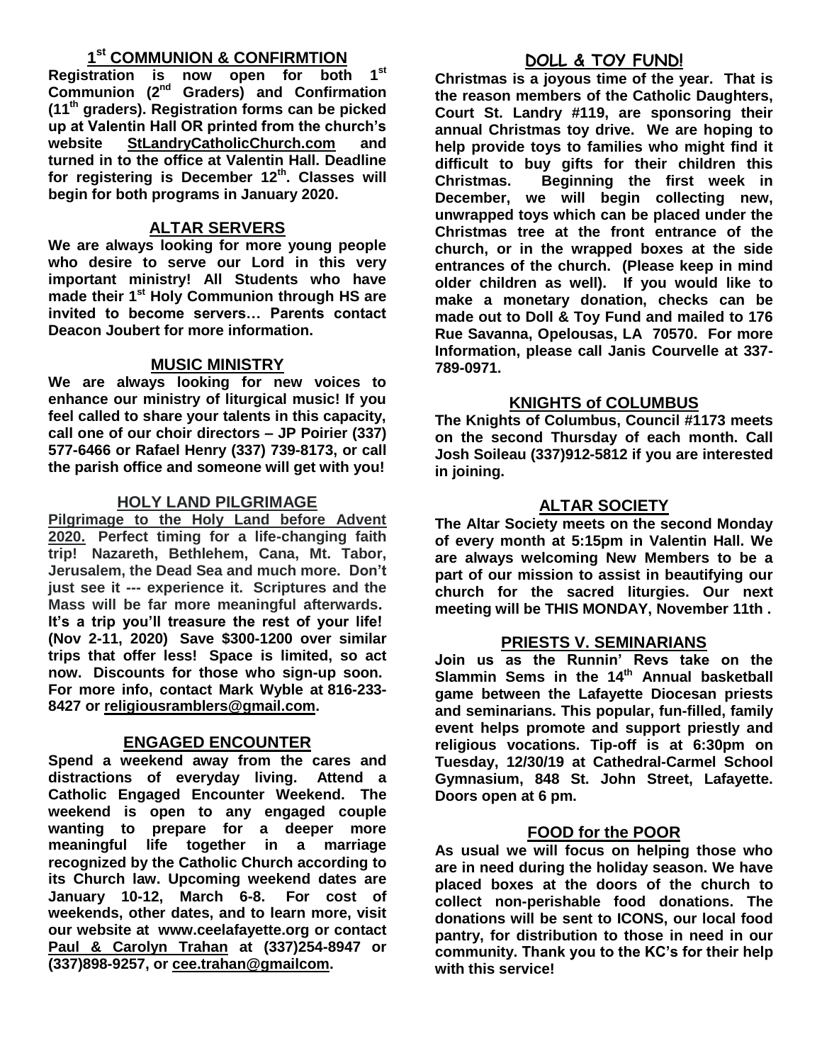## 1st COMMUNION & CONFIRMTION

**Registration is now open for both 1st Communion (2nd Graders) and Confirmation (11th graders). Registration forms can be picked up at Valentin Hall OR printed from the church's website StLandryCatholicChurch.com and turned in to the office at Valentin Hall. Deadline for registering is December 12th. Classes will begin for both programs in January 2020.**

## ALTAR SERVERS

**We are always looking for more young people who desire to serve our Lord in this very important ministry! All Students who have made their 1st Holy Communion through HS are invited to become servers… Parents contact Deacon Joubert for more information.**

## MUSIC MINISTRY

**We are always looking for new voices to enhance our ministry of liturgical music! If you feel called to share your talents in this capacity, call one of our choir directors – JP Poirier (337) 577-6466 or Rafael Henry (337) 739-8173, or call the parish office and someone will get with you!**

## HOLY LAND PILGRIMAGE

**Pilgrimage to the Holy Land before Advent 2020. Perfect timing for a life-changing faith trip! Nazareth, Bethlehem, Cana, Mt. Tabor, Jerusalem, the Dead Sea and much more. Don't just see it --- experience it. Scriptures and the Mass will be far more meaningful afterwards. It's a trip you'll treasure the rest of your life! (Nov 2-11, 2020) Save $300-1200 over similar trips that offer less! Space is limited, so act now. Discounts for those who sign-up soon. For more info, contact Mark Wyble at 816-233-8427 or religiousramblers@gmail.com.**

## ENGAGED ENCOUNTER

**Spend a weekend away from the cares and distractions of everyday living. Attend a Catholic Engaged Encounter Weekend. The weekend is open to any engaged couple wanting to prepare for a deeper more meaningful life together in a marriage recognized by the Catholic Church according to its Church law. Upcoming weekend dates are January 10-12, March 6-8. For cost of weekends, other dates, and to learn more, visit our website at www.ceelafayette.org or contact Paul & Carolyn Trahan at (337)254-8947 or (337)898-9257, or cee.trahan@gmailcom.**

## DOLL & TOY FUND!

**Christmas is a joyous time of the year. That is the reason members of the Catholic Daughters, Court St. Landry #119, are sponsoring their annual Christmas toy drive. We are hoping to help provide toys to families who might find it difficult to buy gifts for their children this Christmas. Beginning the first week in December, we will begin collecting new, unwrapped toys which can be placed under the Christmas tree at the front entrance of the church, or in the wrapped boxes at the side entrances of the church. (Please keep in mind older children as well). If you would like to make a monetary donation, checks can be made out to Doll & Toy Fund and mailed to 176 Rue Savanna, Opelousas, LA 70570. For more Information, please call Janis Courvelle at 337-789-0971.**

## KNIGHTS of COLUMBUS

**The Knights of Columbus, Council #1173 meets on the second Thursday of each month. Call Josh Soileau (337)912-5812 if you are interested in joining.**

## ALTAR SOCIETY

**The Altar Society meets on the second Monday of every month at 5:15pm in Valentin Hall. We are always welcoming New Members to be a part of our mission to assist in beautifying our church for the sacred liturgies. Our next meeting will be THIS MONDAY, November 11th .**

## PRIESTS V. SEMINARIANS

**Join us as the Runnin' Revs take on the Slammin Sems in the 14th Annual basketball game between the Lafayette Diocesan priests and seminarians. This popular, fun-filled, family event helps promote and support priestly and religious vocations. Tip-off is at 6:30pm on Tuesday, 12/30/19 at Cathedral-Carmel School Gymnasium, 848 St. John Street, Lafayette. Doors open at 6 pm.**

## FOOD for the POOR

**As usual we will focus on helping those who are in need during the holiday season. We have placed boxes at the doors of the church to collect non-perishable food donations. The donations will be sent to ICONS, our local food pantry, for distribution to those in need in our community. Thank you to the KC's for their help with this service!**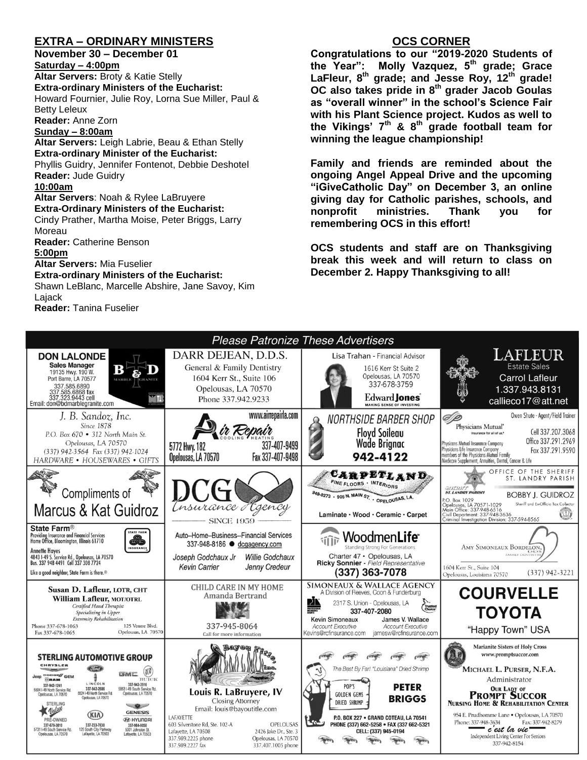## EXTRA – ORDINARY MINISTERS

**November 30 – December 01**

**Saturday – 4:00pm**

**Altar Servers:** Broty & Katie Stelly
**Extra-ordinary Ministers of the Eucharist:**
Howard Fournier, Julie Roy, Lorna Sue Miller, Paul & Betty Leleux
**Reader:** Anne Zorn

**Sunday – 8:00am**

**Altar Servers:** Leigh Labrie, Beau & Ethan Stelly
**Extra-ordinary Minister of the Eucharist:**
Phyllis Guidry, Jennifer Fontenot, Debbie Deshotel
**Reader:** Jude Guidry

**10:00am**

**Altar Servers**: Noah & Rylee LaBruyere
**Extra-Ordinary Ministers of the Eucharist:**
Cindy Prather, Martha Moise, Peter Briggs, Larry Moreau
**Reader:** Catherine Benson

**5:00pm**

**Altar Servers:** Mia Fuselier
**Extra-ordinary Ministers of the Eucharist:**
Shawn LeBlanc, Marcelle Abshire, Jane Savoy, Kim Lajack
**Reader:** Tanina Fuselier

## OCS CORNER

**Congratulations to our "2019-2020 Students of the Year": Molly Vazquez, 5th grade; Grace LaFleur, 8th grade; and Jesse Roy, 12th grade! OC also takes pride in 8th grader Jacob Goulas as "overall winner" in the school's Science Fair with his Plant Science project. Kudos as well to the Vikings' 7th & 8th grade football team for winning the league championship!**

**Family and friends are reminded about the ongoing Angel Appeal Drive and the upcoming "iGiveCatholic Day" on December 3, an online giving day for Catholic parishes, schools, and nonprofit ministries. Thank you for remembering OCS in this effort!**

**OCS students and staff are on Thanksgiving break this week and will return to class on December 2. Happy Thanksgiving to all!**

### *Please Patronize These Advertisers*

**DON LALONDE** – Sales Manager – B & D Marble Granite – 19135 Hwy. 190 W., Port Barre, LA 70577 – 337.585.6890, 337.585.6868 fax, 337.323.9443 cell – Email: don@bdmarblegranite.com

**DARR DEJEAN, D.D.S.** – General & Family Dentistry – 1604 Kerr St., Suite 106, Opelousas, LA 70570 – Phone 337.942.9233

**Lisa Trahan** - Financial Advisor – 1616 Kerr St Suite 2, Opelousas, LA 70570 – 337-678-3759 – Edward Jones, Making Sense of Investing

**LAFLEUR Estate Sales** – Carrol Lafleur – 1.337.943.8131 – callieco17@att.net

**J. B. Sandoz, Inc.** – Since 1878 – P.O. Box 670 • 312 North Main St., Opelousas, LA 70570 – (337) 942-3564 Fax (337) 942-1024 – HARDWARE • HOUSEWARES • GIFTS

**Air Repair** Cooling Heating – www.airrepairla.com – 5772 Hwy. 182, Opelousas, LA 70570 – 337-407-9499, Fax 337-407-9498

**NORTHSIDE BARBER SHOP** – Floyd Soileau, Wade Brignac – 942-4122

**Physicians Mutual** – Owen Shute - Agent/Field Trainer – Cell 337.207.3068, Office 337.291.2969, Fax 337.291.9590 – Physicians Mutual Insurance Company, Physicians Life Insurance Company, members of the Physicians Mutual Family – Medicare Supplement, Annuities, Dental, Cancer & Life

**Compliments of Marcus & Kat Guidroz**

**DCG Insurance Agency** – Since 1959

**CARPETLAND** Fine Floors • Interiors – 948-8273 • 905 N. Main St. • Opelousas, LA. – Laminate • Wood • Ceramic • Carpet

**OFFICE OF THE SHERIFF ST. LANDRY PARISH** – BOBBY J. GUIDROZ, Sheriff and Ex-Officio Tax Collector – P.O. Box 1029, Opelousas, LA 70571-1029 – Main Office: 337-948-6516 – Civil Department: 337-948-3636 – Criminal Investigation Division: 337-594-8565

**State Farm®** – Providing Insurance and Financial Services, Home Office, Bloomington, Illinois 61710 – Annette Hayes – 4843 I-49 S. Service Rd., Opelousas, LA 70570 – Bus. 337 948 4491 Cell 337 308 7724 – Like a good neighbor, State Farm is there.®

Auto–Home–Business--Financial Services – 337-948-8186 ● dcgagency.com – Joseph Godchaux Jr, Willie Godchaux, Kevin Carrier, Jenny Credeur

**WoodmenLife** – Standing Strong For Generations – Charter 47 • Opelousas, LA – Ricky Sonnier - *Field Representative* – (337) 363-7078

**AMY SIMONEAUX BORDELON, DDS** Family Dentistry – 1604 Kerr St., Suite 104, Opelousas, Louisiana 70570 – (337) 942-3221

**Susan D. Lafleur, LOTR, CHT** – **William Lafleur, MOT/OTRL** – *Certified Hand Therapist, Specializing in Upper Extremity Rehabilitation* – Phone 337-678-1063, Fax 337-678-1065 – 125 Ventre Blvd., Opelousas, LA 70570

**CHILD CARE IN MY HOME** – Amanda Bertrand – 337-945-8064 – Call for more information

**SIMONEAUX & WALLACE AGENCY** – A Division of Reeves, Coon & Funderburg – 2317 S. Union - Opelousas, LA – 337-407-2080 – Kevin Simoneaux, *Account Executive*, Kevins@rcfinsurance.com – James V. Wallace, *Account Executive*, jamesw@rcfinsurance.com

**COURVELLE TOYOTA** – "Happy Town" USA

**STERLING AUTOMOTIVE GROUP** – Chrysler, Jeep, Dodge, Ram: 337-942-1241, 5504 I-49 North Service Rd., Opelousas, LA 70570 – Ford, Lincoln: 337-942-2686, 5524 I-49 North Service Rd., Opelousas, LA 70570 – GMC, Buick: 337-942-3516, 5853 I-49 South Service Rd., Opelousas, LA 70570 – Sterling Value Pre-Owned: 337-678-3810, 5731 I-49 South Service Rd., Opelousas, LA 70570 – KIA: 337-233-7630, 125 South City Parkway, Lafayette, LA 70503 – Genesis, Hyundai: 337-984-9050, 5001 Johnston St., Lafayette, LA 70503

**Bayou Title, Inc.** – Louis R. LaBruyere, IV – Closing Attorney – Email: louis@bayoutitle.com – LAFAYETTE: 603 Silverstone Rd, Ste. 102-A, Lafayette, LA 70508, 337.989.2225 phone, 337.989.2227 fax – OPELOUSAS: 2426 Jake Dr., Ste. 3, Opelousas, LA 70570, 337.407.1005 phone

The Best By Far! "Louisiana" Dried Shrimp – POP'S GOLDEN GEMS DRIED SHRIMP – **PETER BRIGGS** – P.O. BOX 227 • GRAND COTEAU, LA 70541 – PHONE (337) 662-5258 • FAX (337 662-5321 – CELL: (337) 945-0194

**Marianite Sisters of Holy Cross** – www.promptsuccor.com – MICHAEL L. PURSER, N.F.A., Administrator – **OUR LADY OF PROMPT SUCCOR NURSING HOME & REHABILITATION CENTER** – 954 E. Prudhomme Lane • Opelousas, LA 70570 – Phone: 337-948-3634, Fax: 337-942-8279 – *c'est la vie* – Independent Living Center For Seniors – 337-942-8154